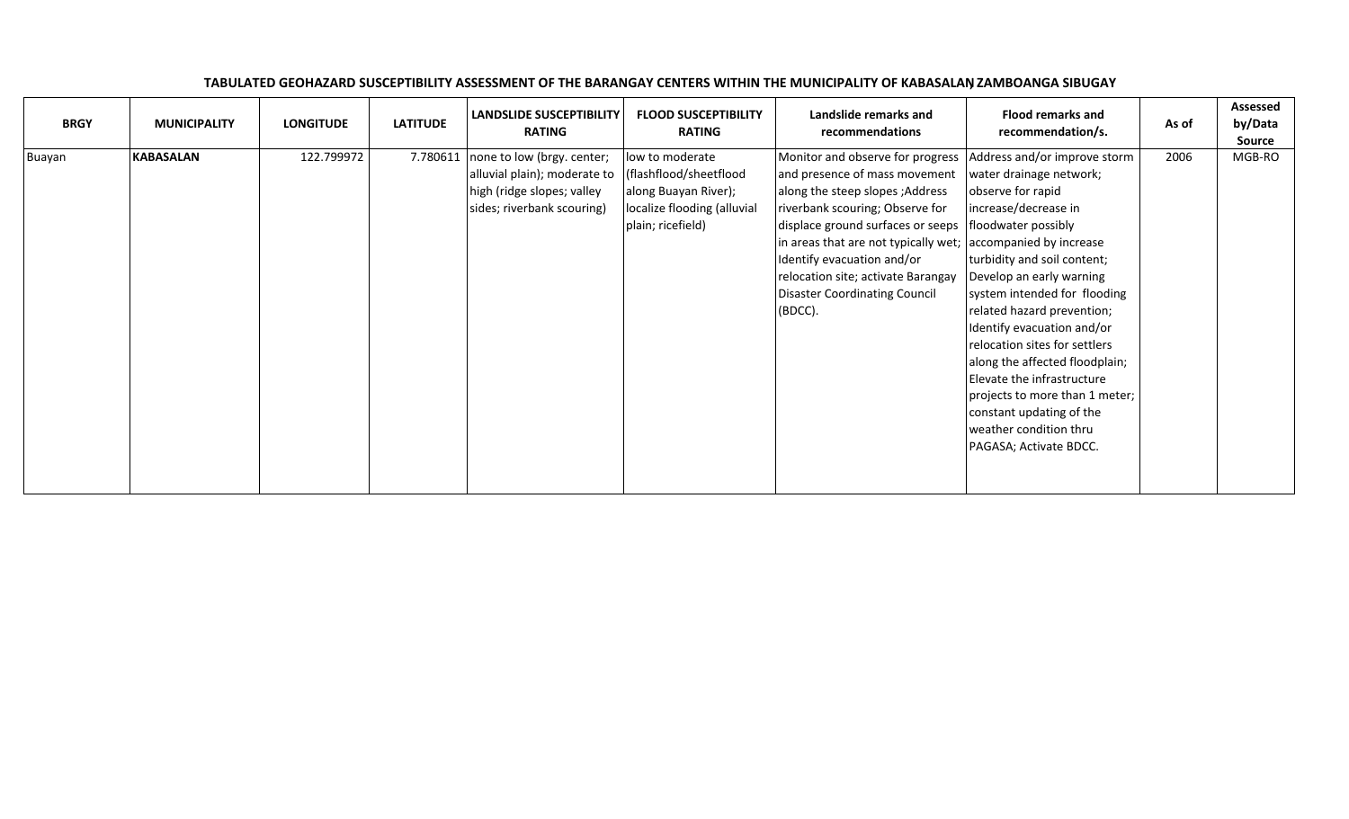**TABULATED GEOHAZARD SUSCEPTIBILITY ASSESSMENT OF THE BARANGAY CENTERS WITHIN THE MUNICIPALITY OF KABASALAN, ZAMBOANGA SIBUGAY**

| BRGY | MUNICIPALITY | LONGITUDE | LATITUDE | LANDSLIDE SUSCEPTIBILITY RATING | FLOOD SUSCEPTIBILITY RATING | Landslide remarks and recommendations | Flood remarks and recommendation/s. | As of | Assessed by/Data Source |
|---|---|---|---|---|---|---|---|---|---|
| Buayan | **KABASALAN** | 122.799972 | 7.780611 | none to low (brgy. center; alluvial plain); moderate to high (ridge slopes; valley sides; riverbank scouring) | low to moderate (flashflood/sheetflood along Buayan River); localize flooding (alluvial plain; ricefield) | Monitor and observe for progress and presence of mass movement along the steep slopes ;Address riverbank scouring; Observe for displace ground surfaces or seeps in areas that are not typically wet; Identify evacuation and/or relocation site; activate Barangay Disaster Coordinating Council (BDCC). | Address and/or improve storm water drainage network; observe for rapid increase/decrease in floodwater possibly accompanied by increase turbidity and soil content; Develop an early warning system intended for flooding related hazard prevention; Identify evacuation and/or relocation sites for settlers along the affected floodplain; Elevate the infrastructure projects to more than 1 meter; constant updating of the weather condition thru PAGASA; Activate BDCC. | 2006 | MGB-RO |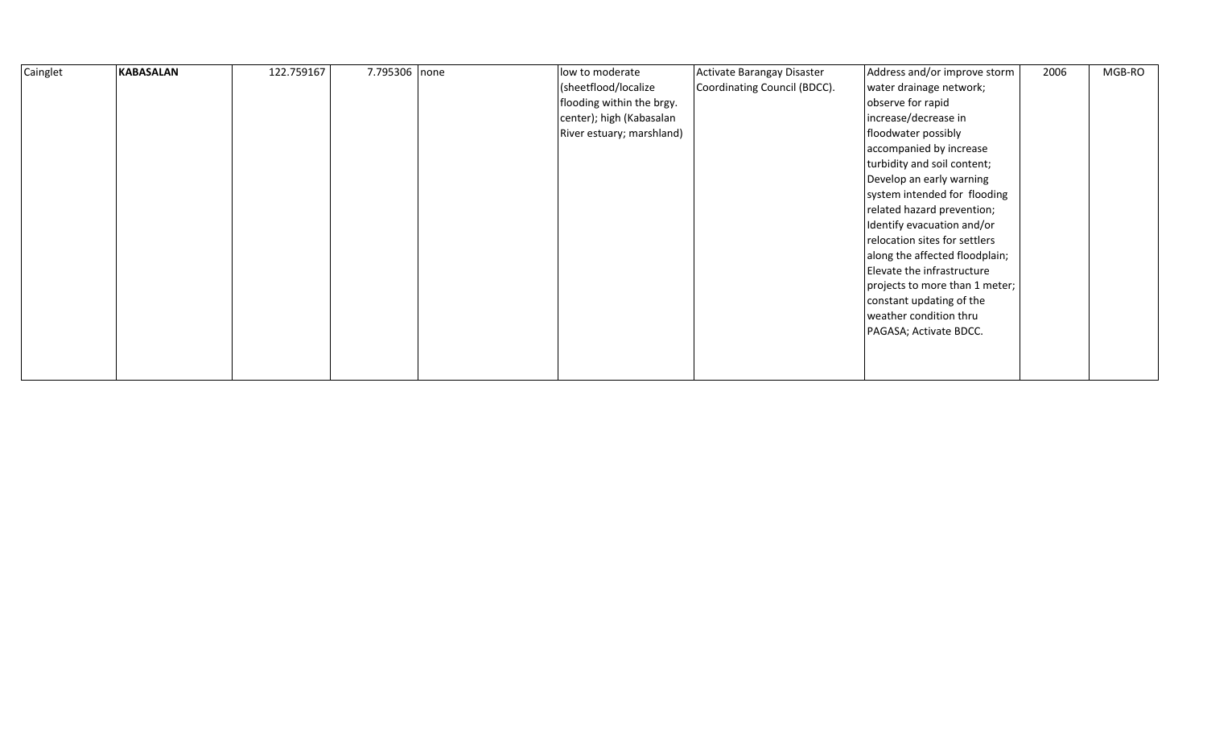| | | | | | | | | | |
|---|---|---|---|---|---|---|---|---|---|
| Cainglet | **KABASALAN** | 122.759167 | 7.795306 | none | low to moderate (sheetflood/localize flooding within the brgy. center); high (Kabasalan River estuary; marshland) | Activate Barangay Disaster Coordinating Council (BDCC). | Address and/or improve storm water drainage network; observe for rapid increase/decrease in floodwater possibly accompanied by increase turbidity and soil content; Develop an early warning system intended for flooding related hazard prevention; Identify evacuation and/or relocation sites for settlers along the affected floodplain; Elevate the infrastructure projects to more than 1 meter; constant updating of the weather condition thru PAGASA; Activate BDCC. | 2006 | MGB-RO |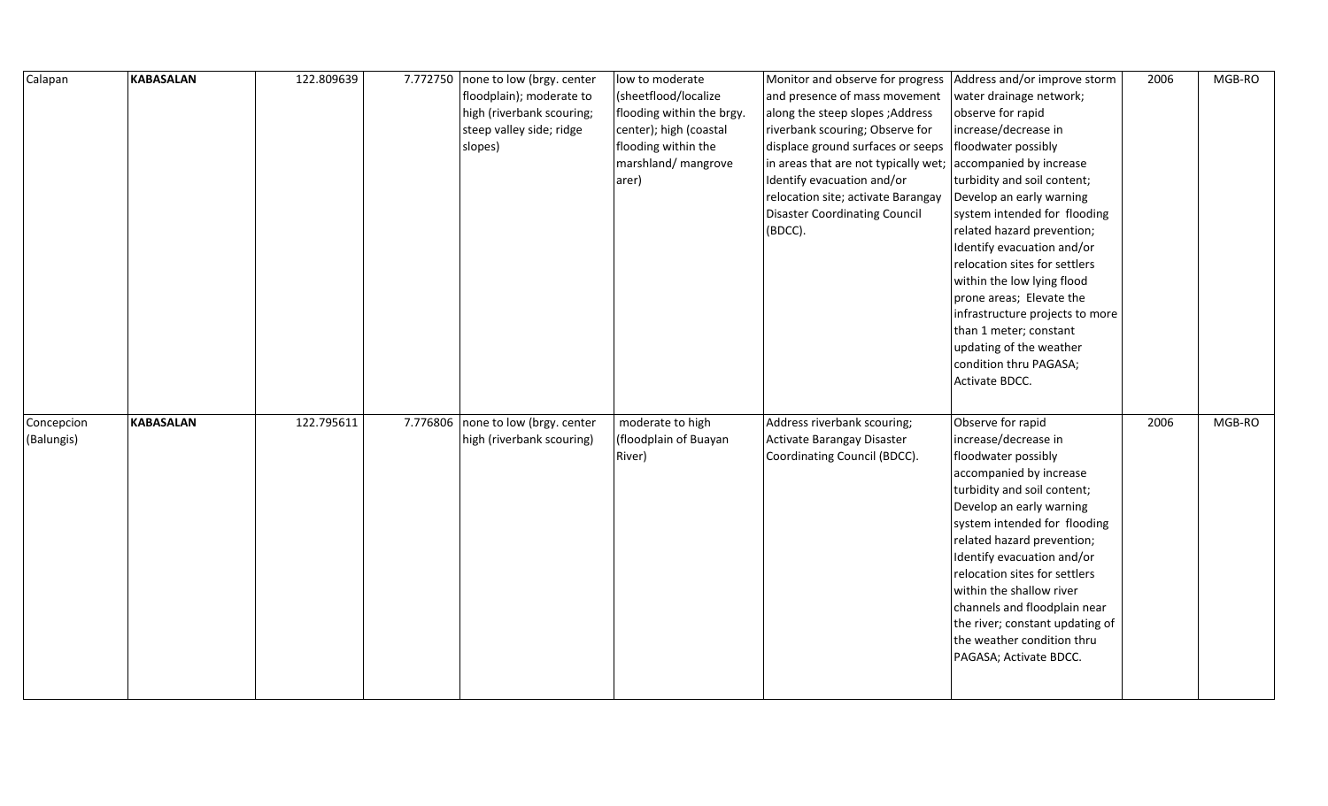| | | | | | | | | | |
|---|---|---|---|---|---|---|---|---|---|
| Calapan | **KABASALAN** | 122.809639 | 7.772750 | none to low (brgy. center floodplain); moderate to high (riverbank scouring; steep valley side; ridge slopes) | low to moderate (sheetflood/localize flooding within the brgy. center); high (coastal flooding within the marshland/ mangrove arer) | Monitor and observe for progress and presence of mass movement along the steep slopes ;Address riverbank scouring; Observe for displace ground surfaces or seeps in areas that are not typically wet; Identify evacuation and/or relocation site; activate Barangay Disaster Coordinating Council (BDCC). | Address and/or improve storm water drainage network; observe for rapid increase/decrease in floodwater possibly accompanied by increase turbidity and soil content; Develop an early warning system intended for flooding related hazard prevention; Identify evacuation and/or relocation sites for settlers within the low lying flood prone areas; Elevate the infrastructure projects to more than 1 meter; constant updating of the weather condition thru PAGASA; Activate BDCC. | 2006 | MGB-RO |
| Concepcion (Balungis) | **KABASALAN** | 122.795611 | 7.776806 | none to low (brgy. center high (riverbank scouring) | moderate to high (floodplain of Buayan River) | Address riverbank scouring; Activate Barangay Disaster Coordinating Council (BDCC). | Observe for rapid increase/decrease in floodwater possibly accompanied by increase turbidity and soil content; Develop an early warning system intended for flooding related hazard prevention; Identify evacuation and/or relocation sites for settlers within the shallow river channels and floodplain near the river; constant updating of the weather condition thru PAGASA; Activate BDCC. | 2006 | MGB-RO |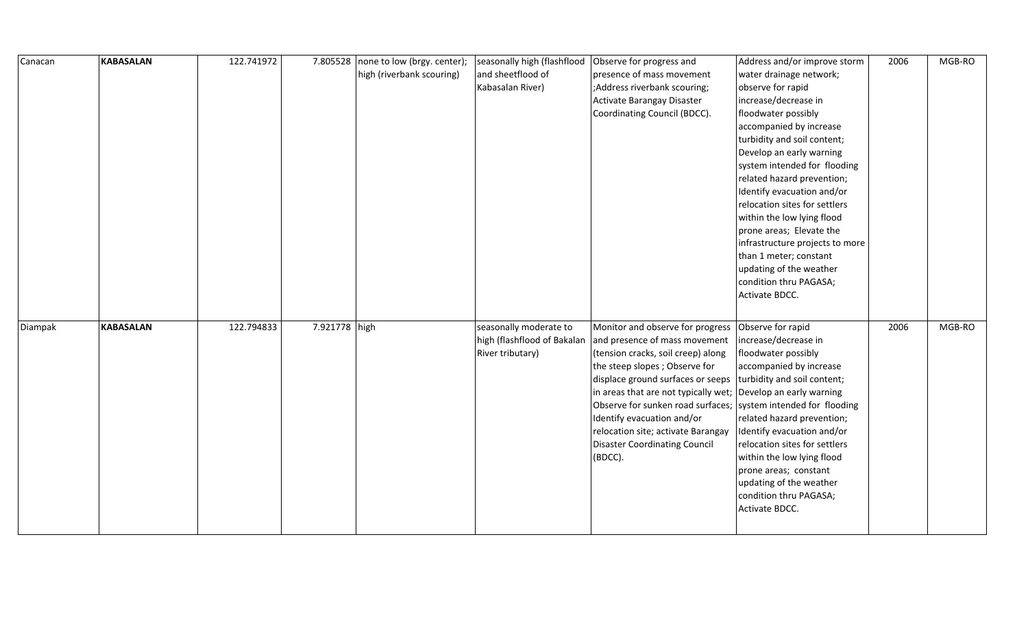| Canacan | **KABASALAN** | 122.741972 | 7.805528 | none to low (brgy. center); high (riverbank scouring) | seasonally high (flashflood and sheetflood of Kabasalan River) | Observe for progress and presence of mass movement ;Address riverbank scouring; Activate Barangay Disaster Coordinating Council (BDCC). | Address and/or improve storm water drainage network; observe for rapid increase/decrease in floodwater possibly accompanied by increase turbidity and soil content; Develop an early warning system intended for flooding related hazard prevention; Identify evacuation and/or relocation sites for settlers within the low lying flood prone areas; Elevate the infrastructure projects to more than 1 meter; constant updating of the weather condition thru PAGASA; Activate BDCC. | 2006 | MGB-RO |
|---|---|---|---|---|---|---|---|---|---|
| Diampak | **KABASALAN** | 122.794833 | 7.921778 | high | seasonally moderate to high (flashflood of Bakalan River tributary) | Monitor and observe for progress and presence of mass movement (tension cracks, soil creep) along the steep slopes ; Observe for displace ground surfaces or seeps in areas that are not typically wet; Observe for sunken road surfaces; Identify evacuation and/or relocation site; activate Barangay Disaster Coordinating Council (BDCC). | Observe for rapid increase/decrease in floodwater possibly accompanied by increase turbidity and soil content; Develop an early warning system intended for flooding related hazard prevention; Identify evacuation and/or relocation sites for settlers within the low lying flood prone areas; constant updating of the weather condition thru PAGASA; Activate BDCC. | 2006 | MGB-RO |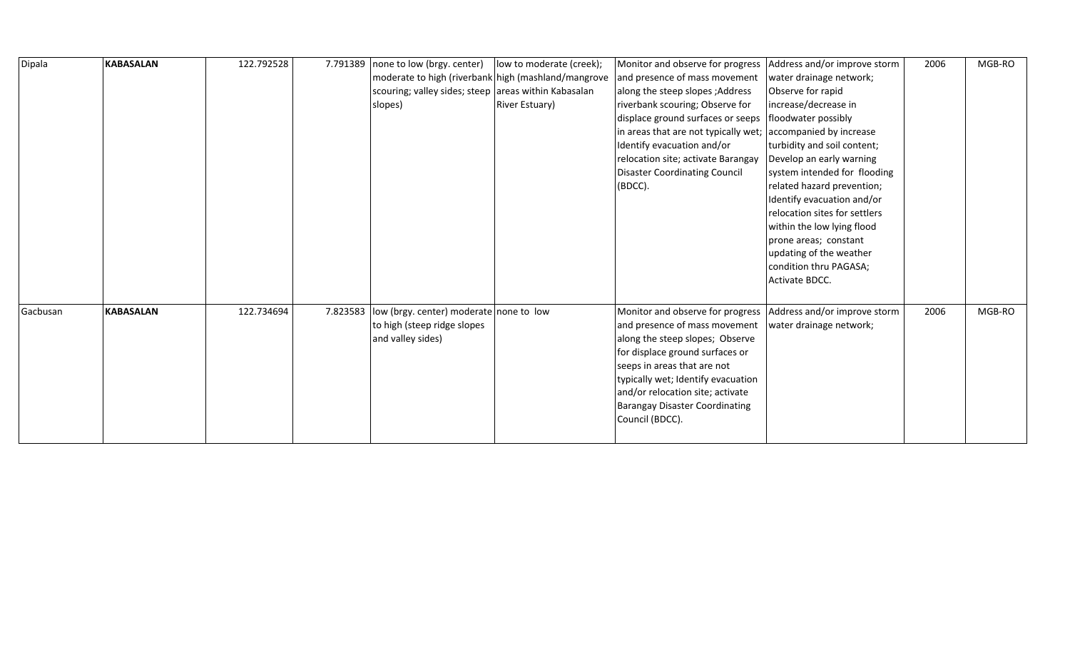| Dipala | **KABASALAN** | 122.792528 | 7.791389 | none to low (brgy. center) moderate to high (riverbank scouring; valley sides; steep slopes) | low to moderate (creek); high (mashland/mangrove areas within Kabasalan River Estuary) | Monitor and observe for progress and presence of mass movement along the steep slopes ;Address riverbank scouring; Observe for displace ground surfaces or seeps in areas that are not typically wet; Identify evacuation and/or relocation site; activate Barangay Disaster Coordinating Council (BDCC). | Address and/or improve storm water drainage network; Observe for rapid increase/decrease in floodwater possibly accompanied by increase turbidity and soil content; Develop an early warning system intended for flooding related hazard prevention; Identify evacuation and/or relocation sites for settlers within the low lying flood prone areas; constant updating of the weather condition thru PAGASA; Activate BDCC. | 2006 | MGB-RO |
|---|---|---|---|---|---|---|---|---|---|
| Gacbusan | **KABASALAN** | 122.734694 | 7.823583 | low (brgy. center) moderate to high (steep ridge slopes and valley sides) | none to low | Monitor and observe for progress and presence of mass movement along the steep slopes; Observe for displace ground surfaces or seeps in areas that are not typically wet; Identify evacuation and/or relocation site; activate Barangay Disaster Coordinating Council (BDCC). | Address and/or improve storm water drainage network; | 2006 | MGB-RO |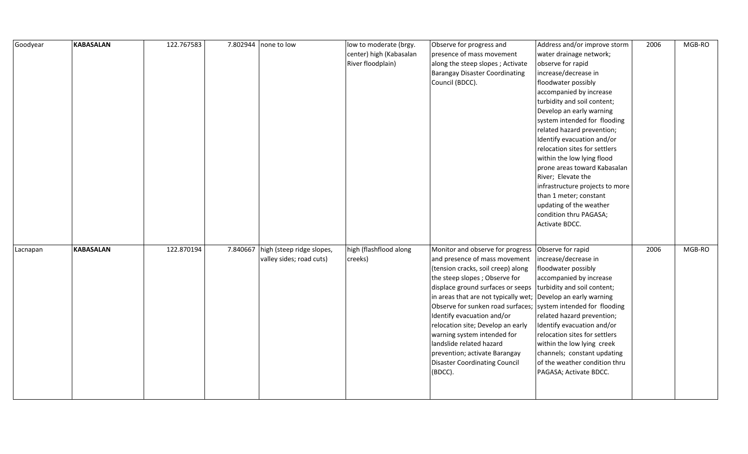| | | | | | | | | | |
|---|---|---|---|---|---|---|---|---|---|
| Goodyear | **KABASALAN** | 122.767583 | 7.802944 | none to low | low to moderate (brgy. center) high (Kabasalan River floodplain) | Observe for progress and presence of mass movement along the steep slopes ; Activate Barangay Disaster Coordinating Council (BDCC). | Address and/or improve storm water drainage network; observe for rapid increase/decrease in floodwater possibly accompanied by increase turbidity and soil content; Develop an early warning system intended for flooding related hazard prevention; Identify evacuation and/or relocation sites for settlers within the low lying flood prone areas toward Kabasalan River; Elevate the infrastructure projects to more than 1 meter; constant updating of the weather condition thru PAGASA; Activate BDCC. | 2006 | MGB-RO |
| Lacnapan | **KABASALAN** | 122.870194 | 7.840667 | high (steep ridge slopes, valley sides; road cuts) | high (flashflood along creeks) | Monitor and observe for progress and presence of mass movement (tension cracks, soil creep) along the steep slopes ; Observe for displace ground surfaces or seeps in areas that are not typically wet; Observe for sunken road surfaces; Identify evacuation and/or relocation site; Develop an early warning system intended for landslide related hazard prevention; activate Barangay Disaster Coordinating Council (BDCC). | Observe for rapid increase/decrease in floodwater possibly accompanied by increase turbidity and soil content; Develop an early warning system intended for flooding related hazard prevention; Identify evacuation and/or relocation sites for settlers within the low lying creek channels; constant updating of the weather condition thru PAGASA; Activate BDCC. | 2006 | MGB-RO |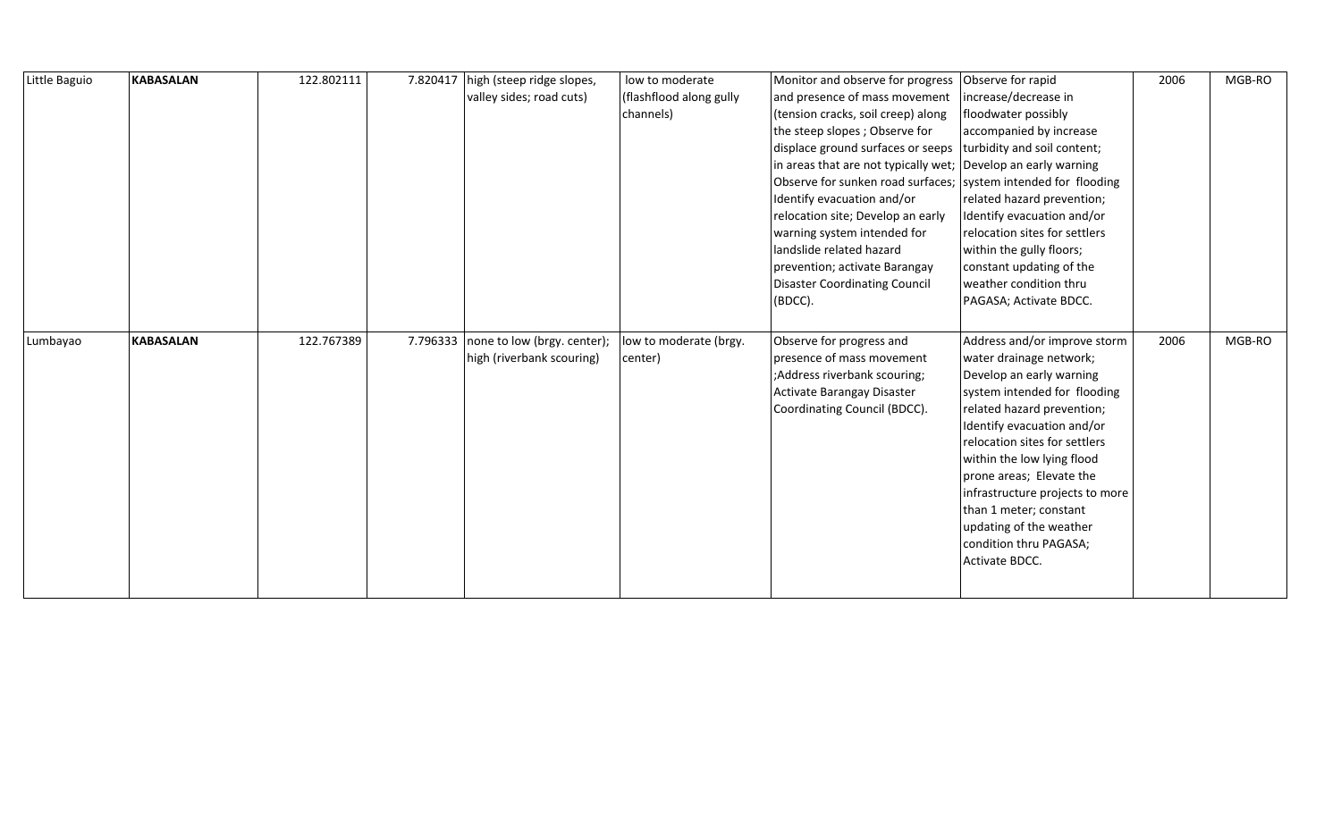| | | | | | | | | | |
|---|---|---|---|---|---|---|---|---|---|
| Little Baguio | **KABASALAN** | 122.802111 | 7.820417 | high (steep ridge slopes, valley sides; road cuts) | low to moderate (flashflood along gully channels) | Monitor and observe for progress and presence of mass movement (tension cracks, soil creep) along the steep slopes ; Observe for displace ground surfaces or seeps in areas that are not typically wet; Observe for sunken road surfaces; Identify evacuation and/or relocation site; Develop an early warning system intended for landslide related hazard prevention; activate Barangay Disaster Coordinating Council (BDCC). | Observe for rapid increase/decrease in floodwater possibly accompanied by increase turbidity and soil content; Develop an early warning system intended for flooding related hazard prevention; Identify evacuation and/or relocation sites for settlers within the gully floors; constant updating of the weather condition thru PAGASA; Activate BDCC. | 2006 | MGB-RO |
| Lumbayao | **KABASALAN** | 122.767389 | 7.796333 | none to low (brgy. center); high (riverbank scouring) | low to moderate (brgy. center) | Observe for progress and presence of mass movement ;Address riverbank scouring; Activate Barangay Disaster Coordinating Council (BDCC). | Address and/or improve storm water drainage network; Develop an early warning system intended for flooding related hazard prevention; Identify evacuation and/or relocation sites for settlers within the low lying flood prone areas; Elevate the infrastructure projects to more than 1 meter; constant updating of the weather condition thru PAGASA; Activate BDCC. | 2006 | MGB-RO |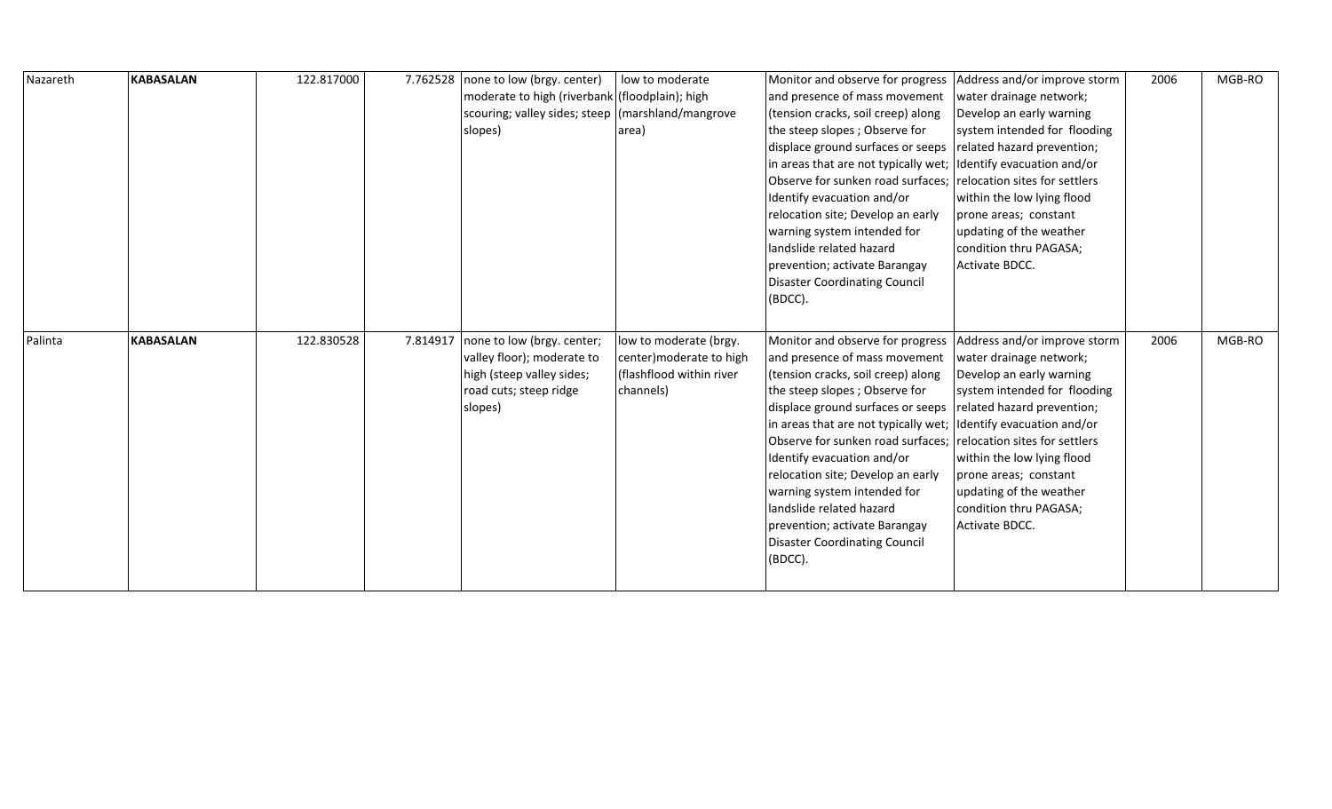| Nazareth | **KABASALAN** | 122.817000 | 7.762528 | none to low (brgy. center) moderate to high (riverbank scouring; valley sides; steep slopes) | low to moderate (floodplain); high (marshland/mangrove area) | Monitor and observe for progress and presence of mass movement (tension cracks, soil creep) along the steep slopes ; Observe for displace ground surfaces or seeps in areas that are not typically wet; Observe for sunken road surfaces; Identify evacuation and/or relocation site; Develop an early warning system intended for landslide related hazard prevention; activate Barangay Disaster Coordinating Council (BDCC). | Address and/or improve storm water drainage network; Develop an early warning system intended for flooding related hazard prevention; Identify evacuation and/or relocation sites for settlers within the low lying flood prone areas; constant updating of the weather condition thru PAGASA; Activate BDCC. | 2006 | MGB-RO |
|---|---|---|---|---|---|---|---|---|---|
| Palinta | **KABASALAN** | 122.830528 | 7.814917 | none to low (brgy. center; valley floor); moderate to high (steep valley sides; road cuts; steep ridge slopes) | low to moderate (brgy. center)moderate to high (flashflood within river channels) | Monitor and observe for progress and presence of mass movement (tension cracks, soil creep) along the steep slopes ; Observe for displace ground surfaces or seeps in areas that are not typically wet; Observe for sunken road surfaces; Identify evacuation and/or relocation site; Develop an early warning system intended for landslide related hazard prevention; activate Barangay Disaster Coordinating Council (BDCC). | Address and/or improve storm water drainage network; Develop an early warning system intended for flooding related hazard prevention; Identify evacuation and/or relocation sites for settlers within the low lying flood prone areas; constant updating of the weather condition thru PAGASA; Activate BDCC. | 2006 | MGB-RO |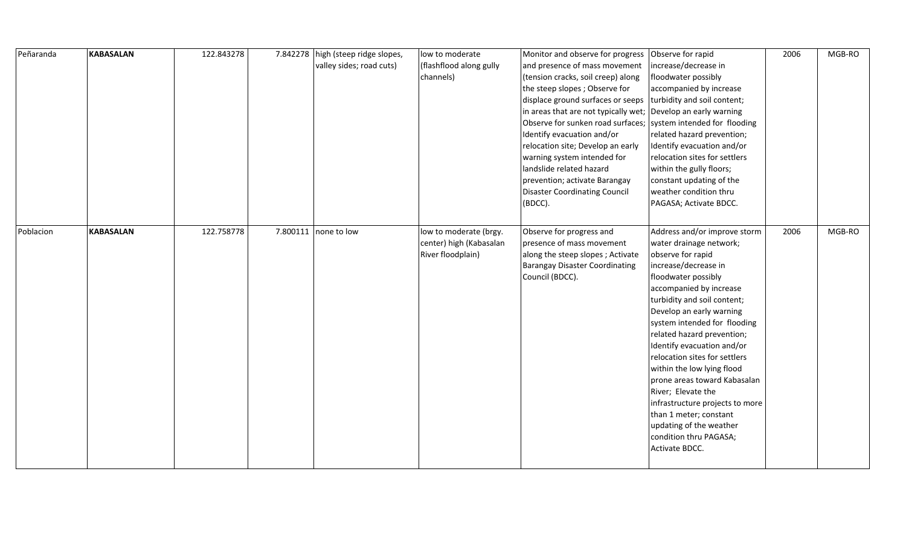| Peñaranda | **KABASALAN** | 122.843278 | 7.842278 | high (steep ridge slopes, valley sides; road cuts) | low to moderate (flashflood along gully channels) | Monitor and observe for progress and presence of mass movement (tension cracks, soil creep) along the steep slopes ; Observe for displace ground surfaces or seeps in areas that are not typically wet; Observe for sunken road surfaces; Identify evacuation and/or relocation site; Develop an early warning system intended for landslide related hazard prevention; activate Barangay Disaster Coordinating Council (BDCC). | Observe for rapid increase/decrease in floodwater possibly accompanied by increase turbidity and soil content; Develop an early warning system intended for flooding related hazard prevention; Identify evacuation and/or relocation sites for settlers within the gully floors; constant updating of the weather condition thru PAGASA; Activate BDCC. | 2006 | MGB-RO |
|---|---|---|---|---|---|---|---|---|---|
| Poblacion | **KABASALAN** | 122.758778 | 7.800111 | none to low | low to moderate (brgy. center) high (Kabasalan River floodplain) | Observe for progress and presence of mass movement along the steep slopes ; Activate Barangay Disaster Coordinating Council (BDCC). | Address and/or improve storm water drainage network; observe for rapid increase/decrease in floodwater possibly accompanied by increase turbidity and soil content; Develop an early warning system intended for flooding related hazard prevention; Identify evacuation and/or relocation sites for settlers within the low lying flood prone areas toward Kabasalan River; Elevate the infrastructure projects to more than 1 meter; constant updating of the weather condition thru PAGASA; Activate BDCC. | 2006 | MGB-RO |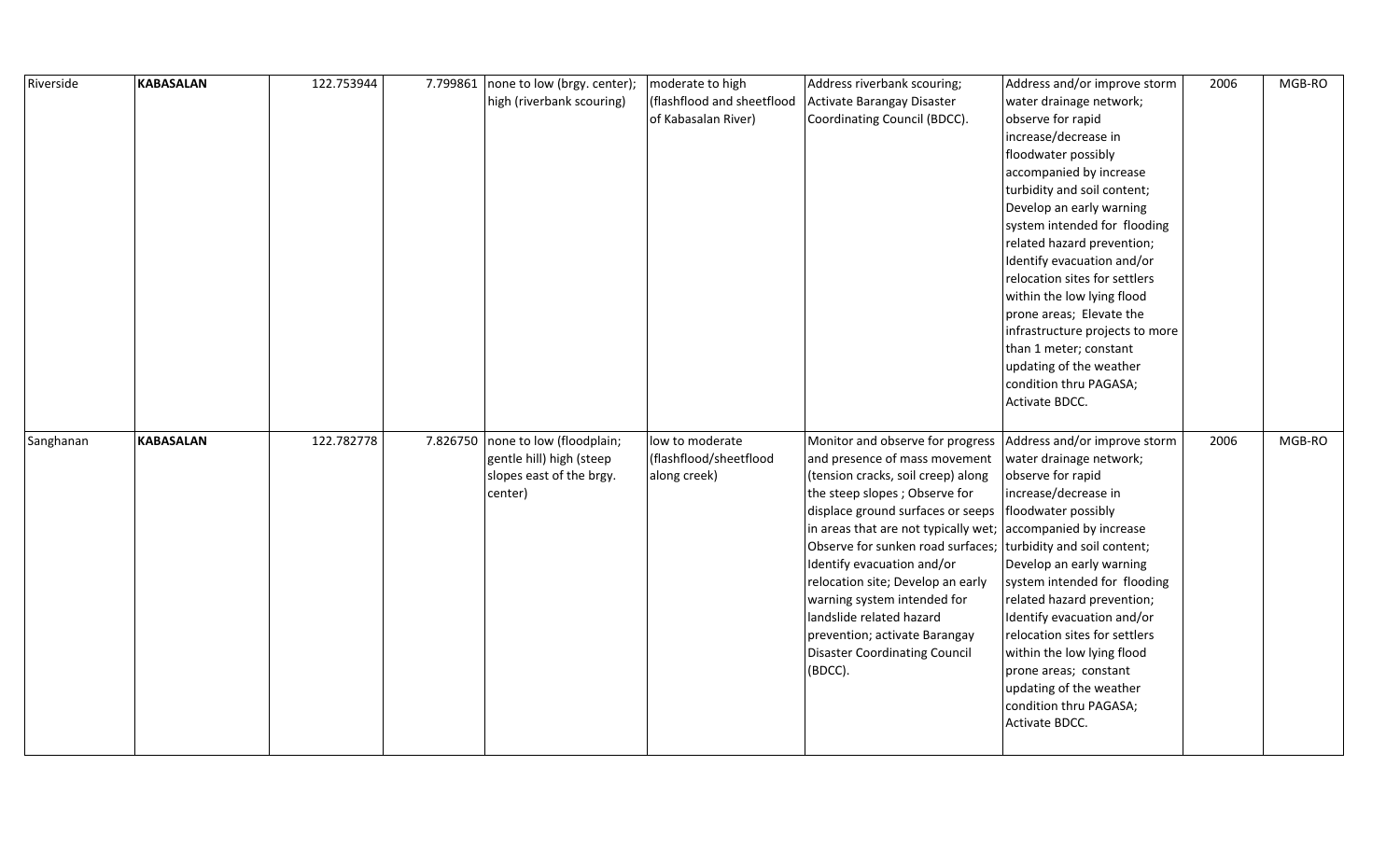| | | | | | | | | | |
|---|---|---|---|---|---|---|---|---|---|
| Riverside | **KABASALAN** | 122.753944 | 7.799861 | none to low (brgy. center); high (riverbank scouring) | moderate to high (flashflood and sheetflood of Kabasalan River) | Address riverbank scouring; Activate Barangay Disaster Coordinating Council (BDCC). | Address and/or improve storm water drainage network; observe for rapid increase/decrease in floodwater possibly accompanied by increase turbidity and soil content; Develop an early warning system intended for flooding related hazard prevention; Identify evacuation and/or relocation sites for settlers within the low lying flood prone areas; Elevate the infrastructure projects to more than 1 meter; constant updating of the weather condition thru PAGASA; Activate BDCC. | 2006 | MGB-RO |
| Sanghanan | **KABASALAN** | 122.782778 | 7.826750 | none to low (floodplain; gentle hill) high (steep slopes east of the brgy. center) | low to moderate (flashflood/sheetflood along creek) | Monitor and observe for progress and presence of mass movement (tension cracks, soil creep) along the steep slopes ; Observe for displace ground surfaces or seeps in areas that are not typically wet; Observe for sunken road surfaces; Identify evacuation and/or relocation site; Develop an early warning system intended for landslide related hazard prevention; activate Barangay Disaster Coordinating Council (BDCC). | Address and/or improve storm water drainage network; observe for rapid increase/decrease in floodwater possibly accompanied by increase turbidity and soil content; Develop an early warning system intended for flooding related hazard prevention; Identify evacuation and/or relocation sites for settlers within the low lying flood prone areas; constant updating of the weather condition thru PAGASA; Activate BDCC. | 2006 | MGB-RO |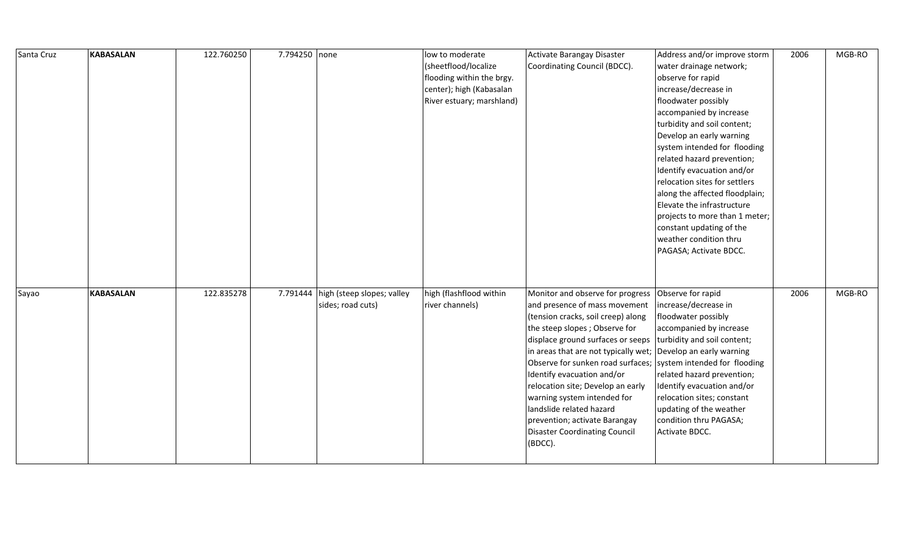| | | | | | | | | | |
|---|---|---|---|---|---|---|---|---|---|
| Santa Cruz | **KABASALAN** | 122.760250 | 7.794250 | none | low to moderate (sheetflood/localize flooding within the brgy. center); high (Kabasalan River estuary; marshland) | Activate Barangay Disaster Coordinating Council (BDCC). | Address and/or improve storm water drainage network; observe for rapid increase/decrease in floodwater possibly accompanied by increase turbidity and soil content; Develop an early warning system intended for flooding related hazard prevention; Identify evacuation and/or relocation sites for settlers along the affected floodplain; Elevate the infrastructure projects to more than 1 meter; constant updating of the weather condition thru PAGASA; Activate BDCC. | 2006 | MGB-RO |
| Sayao | **KABASALAN** | 122.835278 | 7.791444 | high (steep slopes; valley sides; road cuts) | high (flashflood within river channels) | Monitor and observe for progress and presence of mass movement (tension cracks, soil creep) along the steep slopes ; Observe for displace ground surfaces or seeps in areas that are not typically wet; Observe for sunken road surfaces; Identify evacuation and/or relocation site; Develop an early warning system intended for landslide related hazard prevention; activate Barangay Disaster Coordinating Council (BDCC). | Observe for rapid increase/decrease in floodwater possibly accompanied by increase turbidity and soil content; Develop an early warning system intended for flooding related hazard prevention; Identify evacuation and/or relocation sites; constant updating of the weather condition thru PAGASA; Activate BDCC. | 2006 | MGB-RO |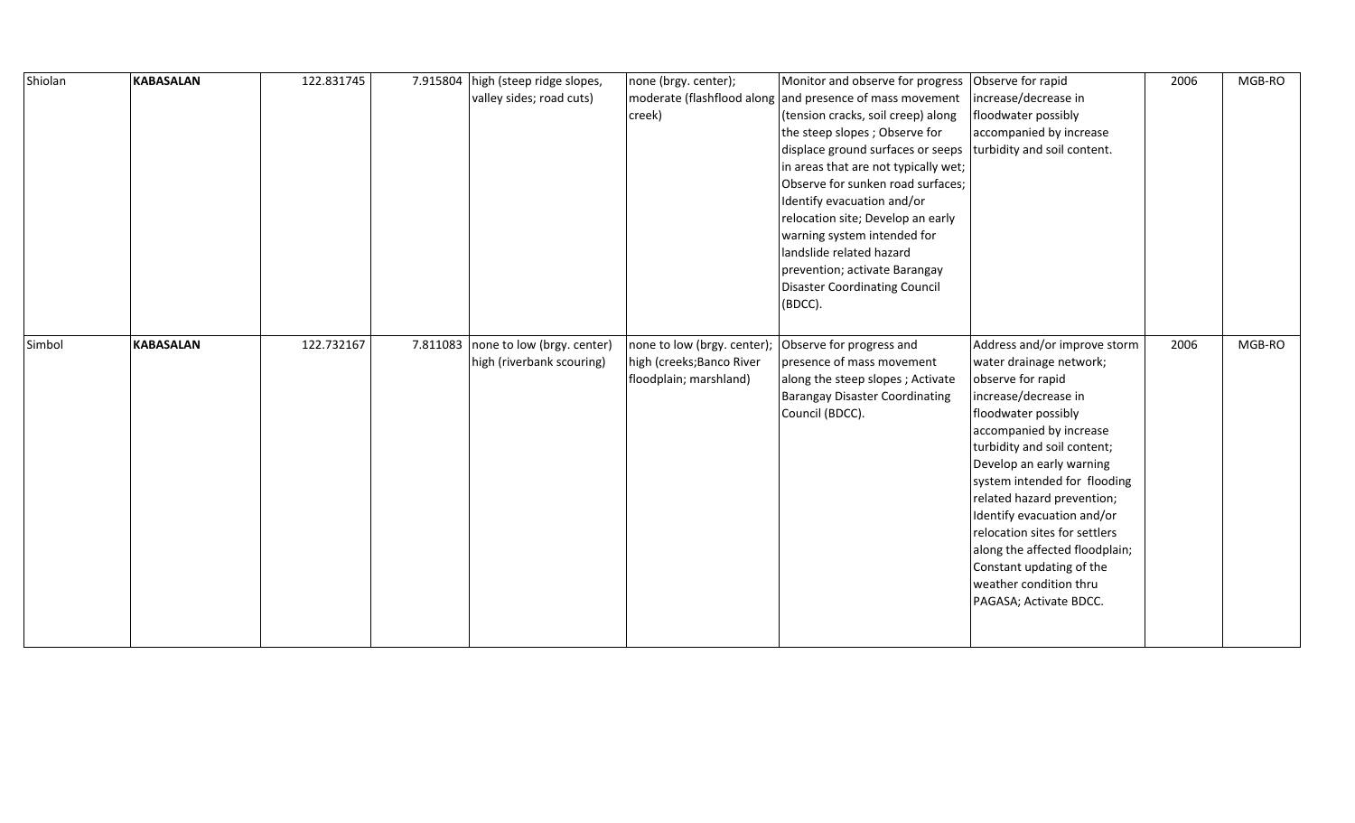| | | | | | | | | | |
|---|---|---|---|---|---|---|---|---|---|
| Shiolan | **KABASALAN** | 122.831745 | 7.915804 | high (steep ridge slopes, valley sides; road cuts) | none (brgy. center); moderate (flashflood along creek) | Monitor and observe for progress and presence of mass movement (tension cracks, soil creep) along the steep slopes ; Observe for displace ground surfaces or seeps in areas that are not typically wet; Observe for sunken road surfaces; Identify evacuation and/or relocation site; Develop an early warning system intended for landslide related hazard prevention; activate Barangay Disaster Coordinating Council (BDCC). | Observe for rapid increase/decrease in floodwater possibly accompanied by increase turbidity and soil content. | 2006 | MGB-RO |
| Simbol | **KABASALAN** | 122.732167 | 7.811083 | none to low (brgy. center) high (riverbank scouring) | none to low (brgy. center); high (creeks;Banco River floodplain; marshland) | Observe for progress and presence of mass movement along the steep slopes ; Activate Barangay Disaster Coordinating Council (BDCC). | Address and/or improve storm water drainage network; observe for rapid increase/decrease in floodwater possibly accompanied by increase turbidity and soil content; Develop an early warning system intended for flooding related hazard prevention; Identify evacuation and/or relocation sites for settlers along the affected floodplain; Constant updating of the weather condition thru PAGASA; Activate BDCC. | 2006 | MGB-RO |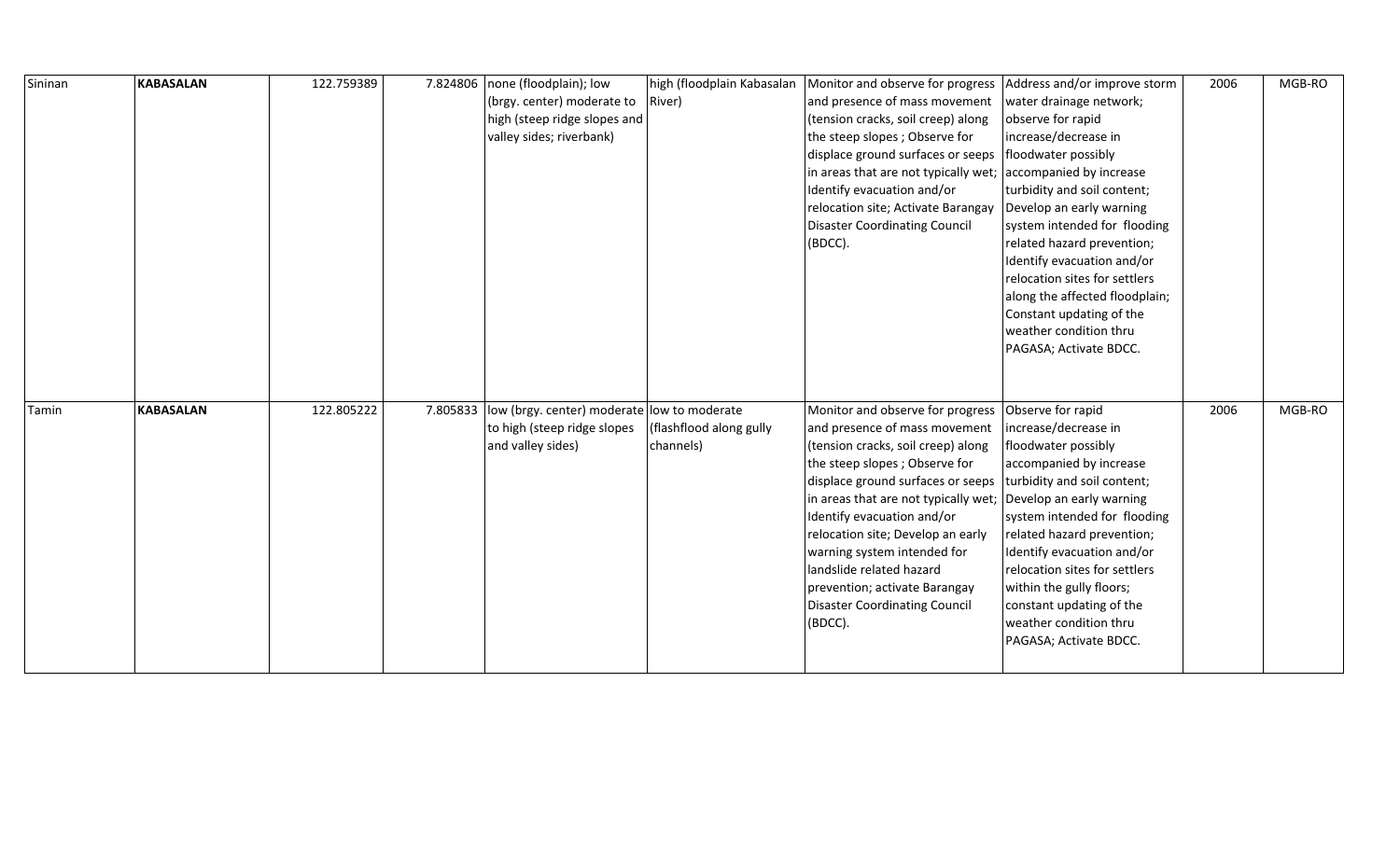| | | | | | | | | | |
|---|---|---|---|---|---|---|---|---|---|
| Sininan | **KABASALAN** | 122.759389 | 7.824806 | none (floodplain); low (brgy. center) moderate to high (steep ridge slopes and valley sides; riverbank) | high (floodplain Kabasalan River) | Monitor and observe for progress and presence of mass movement (tension cracks, soil creep) along the steep slopes ; Observe for displace ground surfaces or seeps in areas that are not typically wet; Identify evacuation and/or relocation site; Activate Barangay Disaster Coordinating Council (BDCC). | Address and/or improve storm water drainage network; observe for rapid increase/decrease in floodwater possibly accompanied by increase turbidity and soil content; Develop an early warning system intended for flooding related hazard prevention; Identify evacuation and/or relocation sites for settlers along the affected floodplain; Constant updating of the weather condition thru PAGASA; Activate BDCC. | 2006 | MGB-RO |
| Tamin | **KABASALAN** | 122.805222 | 7.805833 | low (brgy. center) moderate to high (steep ridge slopes and valley sides) | low to moderate (flashflood along gully channels) | Monitor and observe for progress and presence of mass movement (tension cracks, soil creep) along the steep slopes ; Observe for displace ground surfaces or seeps in areas that are not typically wet; Identify evacuation and/or relocation site; Develop an early warning system intended for landslide related hazard prevention; activate Barangay Disaster Coordinating Council (BDCC). | Observe for rapid increase/decrease in floodwater possibly accompanied by increase turbidity and soil content; Develop an early warning system intended for flooding related hazard prevention; Identify evacuation and/or relocation sites for settlers within the gully floors; constant updating of the weather condition thru PAGASA; Activate BDCC. | 2006 | MGB-RO |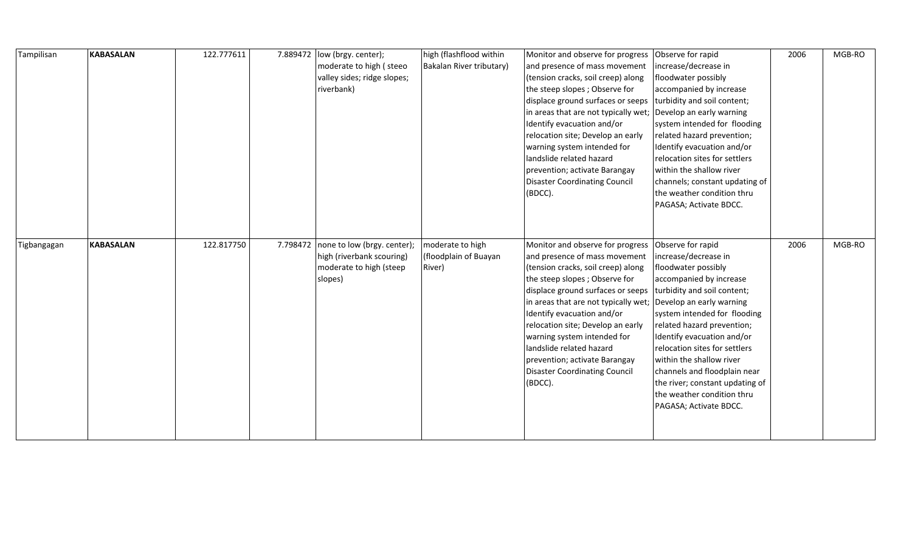| | | | | | | | | | |
|---|---|---|---|---|---|---|---|---|---|
| Tampilisan | **KABASALAN** | 122.777611 | 7.889472 | low (brgy. center); moderate to high ( steeo valley sides; ridge slopes; riverbank) | high (flashflood within Bakalan River tributary) | Monitor and observe for progress and presence of mass movement (tension cracks, soil creep) along the steep slopes ; Observe for displace ground surfaces or seeps in areas that are not typically wet; Identify evacuation and/or relocation site; Develop an early warning system intended for landslide related hazard prevention; activate Barangay Disaster Coordinating Council (BDCC). | Observe for rapid increase/decrease in floodwater possibly accompanied by increase turbidity and soil content; Develop an early warning system intended for flooding related hazard prevention; Identify evacuation and/or relocation sites for settlers within the shallow river channels; constant updating of the weather condition thru PAGASA; Activate BDCC. | 2006 | MGB-RO |
| Tigbangagan | **KABASALAN** | 122.817750 | 7.798472 | none to low (brgy. center); high (riverbank scouring) moderate to high (steep slopes) | moderate to high (floodplain of Buayan River) | Monitor and observe for progress and presence of mass movement (tension cracks, soil creep) along the steep slopes ; Observe for displace ground surfaces or seeps in areas that are not typically wet; Identify evacuation and/or relocation site; Develop an early warning system intended for landslide related hazard prevention; activate Barangay Disaster Coordinating Council (BDCC). | Observe for rapid increase/decrease in floodwater possibly accompanied by increase turbidity and soil content; Develop an early warning system intended for flooding related hazard prevention; Identify evacuation and/or relocation sites for settlers within the shallow river channels and floodplain near the river; constant updating of the weather condition thru PAGASA; Activate BDCC. | 2006 | MGB-RO |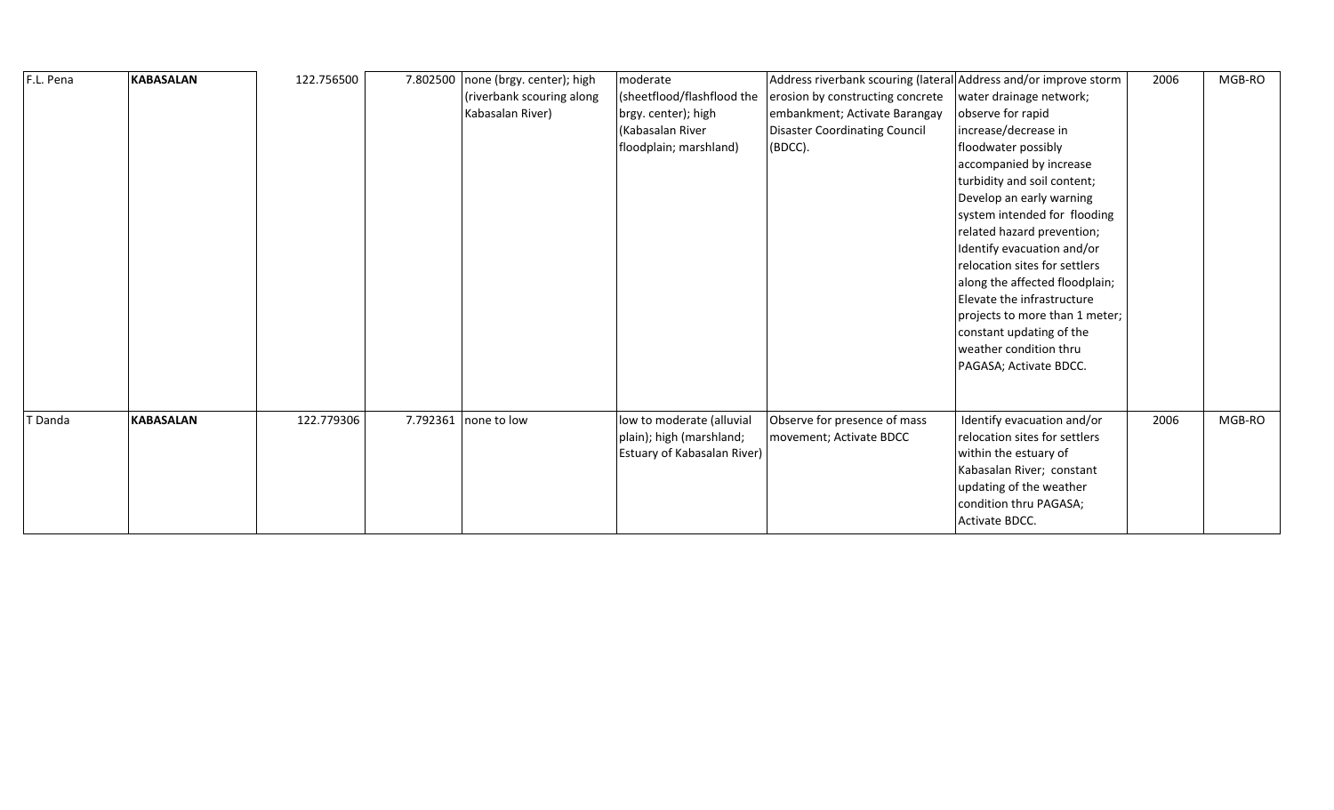| | | | | | | | | | |
|---|---|---|---|---|---|---|---|---|---|
| F.L. Pena | **KABASALAN** | 122.756500 | 7.802500 | none (brgy. center); high (riverbank scouring along Kabasalan River) | moderate (sheetflood/flashflood the brgy. center); high (Kabasalan River floodplain; marshland) | Address riverbank scouring (lateral erosion by constructing concrete embankment; Activate Barangay Disaster Coordinating Council (BDCC). | Address and/or improve storm water drainage network; observe for rapid increase/decrease in floodwater possibly accompanied by increase turbidity and soil content; Develop an early warning system intended for flooding related hazard prevention; Identify evacuation and/or relocation sites for settlers along the affected floodplain; Elevate the infrastructure projects to more than 1 meter; constant updating of the weather condition thru PAGASA; Activate BDCC. | 2006 | MGB-RO |
| T Danda | **KABASALAN** | 122.779306 | 7.792361 | none to low | low to moderate (alluvial plain); high (marshland; Estuary of Kabasalan River) | Observe for presence of mass movement; Activate BDCC | Identify evacuation and/or relocation sites for settlers within the estuary of Kabasalan River; constant updating of the weather condition thru PAGASA; Activate BDCC. | 2006 | MGB-RO |